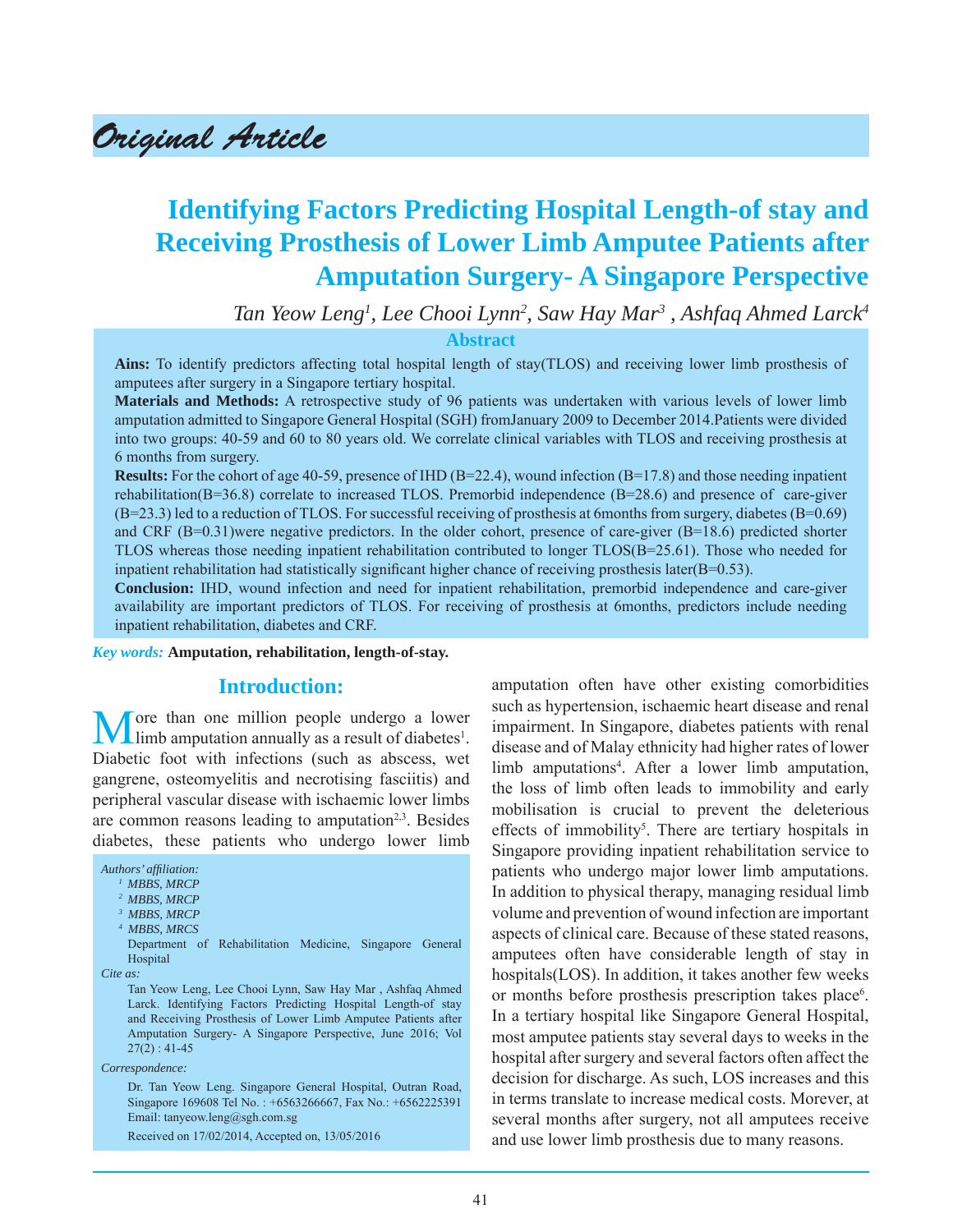*Original Article*

# Identifying Factors Predicting Hospital Length-of stay and Receiving Prosthesis of Lower Limb Amputee Patients after Amputation Surgery- A Singapore Perspective

*Tan Yeow Leng[1], Lee Chooi Lynn[2], Saw Hay Mar[3] , Ashfaq Ahmed Larck[4]*

## Abstract

**Ains:** To identify predictors affecting total hospital length of stay(TLOS) and receiving lower limb prosthesis of amputees after surgery in a Singapore tertiary hospital.

**Materials and Methods:** A retrospective study of 96 patients was undertaken with various levels of lower limb amputation admitted to Singapore General Hospital (SGH) fromJanuary 2009 to December 2014.Patients were divided into two groups: 40-59 and 60 to 80 years old. We correlate clinical variables with TLOS and receiving prosthesis at 6 months from surgery.

**Results:** For the cohort of age 40-59, presence of IHD (B=22.4), wound infection (B=17.8) and those needing inpatient rehabilitation(B=36.8) correlate to increased TLOS. Premorbid independence (B=28.6) and presence of care-giver (B=23.3) led to a reduction of TLOS. For successful receiving of prosthesis at 6months from surgery, diabetes (B=0.69) and CRF (B=0.31)were negative predictors. In the older cohort, presence of care-giver (B=18.6) predicted shorter TLOS whereas those needing inpatient rehabilitation contributed to longer TLOS(B=25.61). Those who needed for inpatient rehabilitation had statistically significant higher chance of receiving prosthesis later(B=0.53).

**Conclusion:** IHD, wound infection and need for inpatient rehabilitation, premorbid independence and care-giver availability are important predictors of TLOS. For receiving of prosthesis at 6months, predictors include needing inpatient rehabilitation, diabetes and CRF.

***Key words:*** **Amputation, rehabilitation, length-of-stay.**

## Introduction:

More than one million people undergo a lower limb amputation annually as a result of diabetes[1]. Diabetic foot with infections (such as abscess, wet gangrene, osteomyelitis and necrotising fasciitis) and peripheral vascular disease with ischaemic lower limbs are common reasons leading to amputation[2,3]. Besides diabetes, these patients who undergo lower limb amputation often have other existing comorbidities such as hypertension, ischaemic heart disease and renal impairment. In Singapore, diabetes patients with renal disease and of Malay ethnicity had higher rates of lower limb amputations[4]. After a lower limb amputation, the loss of limb often leads to immobility and early mobilisation is crucial to prevent the deleterious effects of immobility[5]. There are tertiary hospitals in Singapore providing inpatient rehabilitation service to patients who undergo major lower limb amputations. In addition to physical therapy, managing residual limb volume and prevention of wound infection are important aspects of clinical care. Because of these stated reasons, amputees often have considerable length of stay in hospitals(LOS). In addition, it takes another few weeks or months before prosthesis prescription takes place[6]. In a tertiary hospital like Singapore General Hospital, most amputee patients stay several days to weeks in the hospital after surgery and several factors often affect the decision for discharge. As such, LOS increases and this in terms translate to increase medical costs. Morever, at several months after surgery, not all amputees receive and use lower limb prosthesis due to many reasons.

*Authors' affiliation:*
[1] MBBS, MRCP
[2] MBBS, MRCP
[3] MBBS, MRCP
[4] MBBS, MRCS
Department of Rehabilitation Medicine, Singapore General Hospital

*Cite as:*
Tan Yeow Leng, Lee Chooi Lynn, Saw Hay Mar , Ashfaq Ahmed Larck. Identifying Factors Predicting Hospital Length-of stay and Receiving Prosthesis of Lower Limb Amputee Patients after Amputation Surgery- A Singapore Perspective, June 2016; Vol 27(2) : 41-45

*Correspondence:*
Dr. Tan Yeow Leng. Singapore General Hospital, Outran Road, Singapore 169608 Tel No. : +6563266667, Fax No.: +6562225391 Email: tanyeow.leng@sgh.com.sg

Received on 17/02/2014, Accepted on, 13/05/2016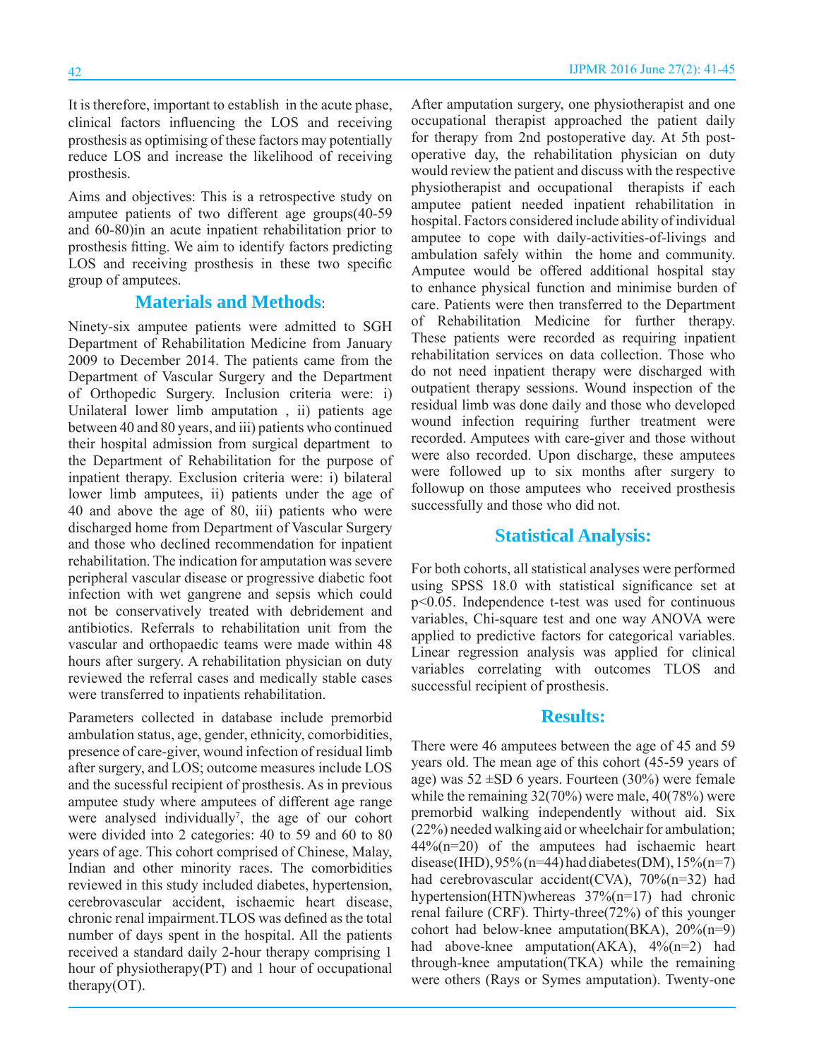It is therefore, important to establish in the acute phase, clinical factors influencing the LOS and receiving prosthesis as optimising of these factors may potentially reduce LOS and increase the likelihood of receiving prosthesis.

Aims and objectives: This is a retrospective study on amputee patients of two different age groups(40-59 and 60-80)in an acute inpatient rehabilitation prior to prosthesis fitting. We aim to identify factors predicting LOS and receiving prosthesis in these two specific group of amputees.

## Materials and Methods:

Ninety-six amputee patients were admitted to SGH Department of Rehabilitation Medicine from January 2009 to December 2014. The patients came from the Department of Vascular Surgery and the Department of Orthopedic Surgery. Inclusion criteria were: i) Unilateral lower limb amputation , ii) patients age between 40 and 80 years, and iii) patients who continued their hospital admission from surgical department to the Department of Rehabilitation for the purpose of inpatient therapy. Exclusion criteria were: i) bilateral lower limb amputees, ii) patients under the age of 40 and above the age of 80, iii) patients who were discharged home from Department of Vascular Surgery and those who declined recommendation for inpatient rehabilitation. The indication for amputation was severe peripheral vascular disease or progressive diabetic foot infection with wet gangrene and sepsis which could not be conservatively treated with debridement and antibiotics. Referrals to rehabilitation unit from the vascular and orthopaedic teams were made within 48 hours after surgery. A rehabilitation physician on duty reviewed the referral cases and medically stable cases were transferred to inpatients rehabilitation.

Parameters collected in database include premorbid ambulation status, age, gender, ethnicity, comorbidities, presence of care-giver, wound infection of residual limb after surgery, and LOS; outcome measures include LOS and the sucessful recipient of prosthesis. As in previous amputee study where amputees of different age range were analysed individually[7], the age of our cohort were divided into 2 categories: 40 to 59 and 60 to 80 years of age. This cohort comprised of Chinese, Malay, Indian and other minority races. The comorbidities reviewed in this study included diabetes, hypertension, cerebrovascular accident, ischaemic heart disease, chronic renal impairment.TLOS was defined as the total number of days spent in the hospital. All the patients received a standard daily 2-hour therapy comprising 1 hour of physiotherapy(PT) and 1 hour of occupational therapy(OT).

After amputation surgery, one physiotherapist and one occupational therapist approached the patient daily for therapy from 2nd postoperative day. At 5th post-operative day, the rehabilitation physician on duty would review the patient and discuss with the respective physiotherapist and occupational therapists if each amputee patient needed inpatient rehabilitation in hospital. Factors considered include ability of individual amputee to cope with daily-activities-of-livings and ambulation safely within the home and community. Amputee would be offered additional hospital stay to enhance physical function and minimise burden of care. Patients were then transferred to the Department of Rehabilitation Medicine for further therapy. These patients were recorded as requiring inpatient rehabilitation services on data collection. Those who do not need inpatient therapy were discharged with outpatient therapy sessions. Wound inspection of the residual limb was done daily and those who developed wound infection requiring further treatment were recorded. Amputees with care-giver and those without were also recorded. Upon discharge, these amputees were followed up to six months after surgery to followup on those amputees who received prosthesis successfully and those who did not.

## Statistical Analysis:

For both cohorts, all statistical analyses were performed using SPSS 18.0 with statistical significance set at $p<0.05$. Independence t-test was used for continuous variables, Chi-square test and one way ANOVA were applied to predictive factors for categorical variables. Linear regression analysis was applied for clinical variables correlating with outcomes TLOS and successful recipient of prosthesis.

## Results:

There were 46 amputees between the age of 45 and 59 years old. The mean age of this cohort (45-59 years of age) was 52 ±SD 6 years. Fourteen (30%) were female while the remaining 32(70%) were male, 40(78%) were premorbid walking independently without aid. Six (22%) needed walking aid or wheelchair for ambulation; 44%(n=20) of the amputees had ischaemic heart disease(IHD), 95%(n=44) had diabetes(DM), 15%(n=7) had cerebrovascular accident(CVA), 70%(n=32) had hypertension(HTN)whereas 37%(n=17) had chronic renal failure (CRF). Thirty-three(72%) of this younger cohort had below-knee amputation(BKA), 20%(n=9) had above-knee amputation(AKA), 4%(n=2) had through-knee amputation(TKA) while the remaining were others (Rays or Symes amputation). Twenty-one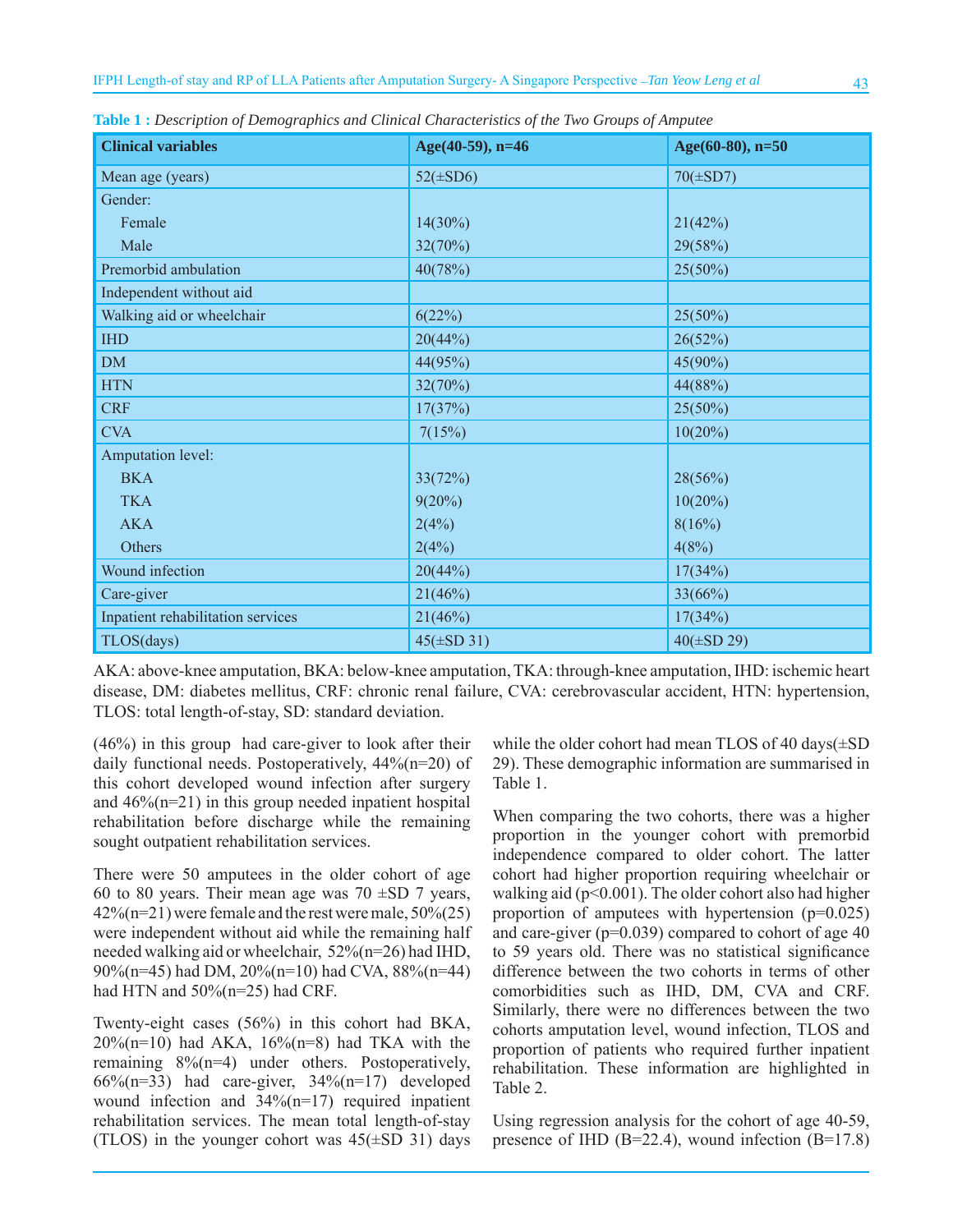**Table 1 :** *Description of Demographics and Clinical Characteristics of the Two Groups of Amputee*

| Clinical variables | Age(40-59), n=46 | Age(60-80), n=50 |
|---|---|---|
| Mean age (years) | 52(±SD6) | 70(±SD7) |
| Gender: | | |
| Female | 14(30%) | 21(42%) |
| Male | 32(70%) | 29(58%) |
| Premorbid ambulation | 40(78%) | 25(50%) |
| Independent without aid | | |
| Walking aid or wheelchair | 6(22%) | 25(50%) |
| IHD | 20(44%) | 26(52%) |
| DM | 44(95%) | 45(90%) |
| HTN | 32(70%) | 44(88%) |
| CRF | 17(37%) | 25(50%) |
| CVA | 7(15%) | 10(20%) |
| Amputation level: | | |
| BKA | 33(72%) | 28(56%) |
| TKA | 9(20%) | 10(20%) |
| AKA | 2(4%) | 8(16%) |
| Others | 2(4%) | 4(8%) |
| Wound infection | 20(44%) | 17(34%) |
| Care-giver | 21(46%) | 33(66%) |
| Inpatient rehabilitation services | 21(46%) | 17(34%) |
| TLOS(days) | 45(±SD 31) | 40(±SD 29) |

AKA: above-knee amputation, BKA: below-knee amputation, TKA: through-knee amputation, IHD: ischemic heart disease, DM: diabetes mellitus, CRF: chronic renal failure, CVA: cerebrovascular accident, HTN: hypertension, TLOS: total length-of-stay, SD: standard deviation.

(46%) in this group had care-giver to look after their daily functional needs. Postoperatively, 44%(n=20) of this cohort developed wound infection after surgery and 46%(n=21) in this group needed inpatient hospital rehabilitation before discharge while the remaining sought outpatient rehabilitation services.

There were 50 amputees in the older cohort of age 60 to 80 years. Their mean age was 70 ±SD 7 years, 42%(n=21) were female and the rest were male, 50%(25) were independent without aid while the remaining half needed walking aid or wheelchair, 52%(n=26) had IHD, 90%(n=45) had DM, 20%(n=10) had CVA, 88%(n=44) had HTN and 50%(n=25) had CRF.

Twenty-eight cases (56%) in this cohort had BKA, 20%(n=10) had AKA, 16%(n=8) had TKA with the remaining 8%(n=4) under others. Postoperatively, 66%(n=33) had care-giver, 34%(n=17) developed wound infection and 34%(n=17) required inpatient rehabilitation services. The mean total length-of-stay (TLOS) in the younger cohort was 45(±SD 31) days while the older cohort had mean TLOS of 40 days(±SD 29). These demographic information are summarised in Table 1.

When comparing the two cohorts, there was a higher proportion in the younger cohort with premorbid independence compared to older cohort. The latter cohort had higher proportion requiring wheelchair or walking aid ($p<0.001$). The older cohort also had higher proportion of amputees with hypertension ($p=0.025$) and care-giver ($p=0.039$) compared to cohort of age 40 to 59 years old. There was no statistical significance difference between the two cohorts in terms of other comorbidities such as IHD, DM, CVA and CRF. Similarly, there were no differences between the two cohorts amputation level, wound infection, TLOS and proportion of patients who required further inpatient rehabilitation. These information are highlighted in Table 2.

Using regression analysis for the cohort of age 40-59, presence of IHD (B=22.4), wound infection (B=17.8)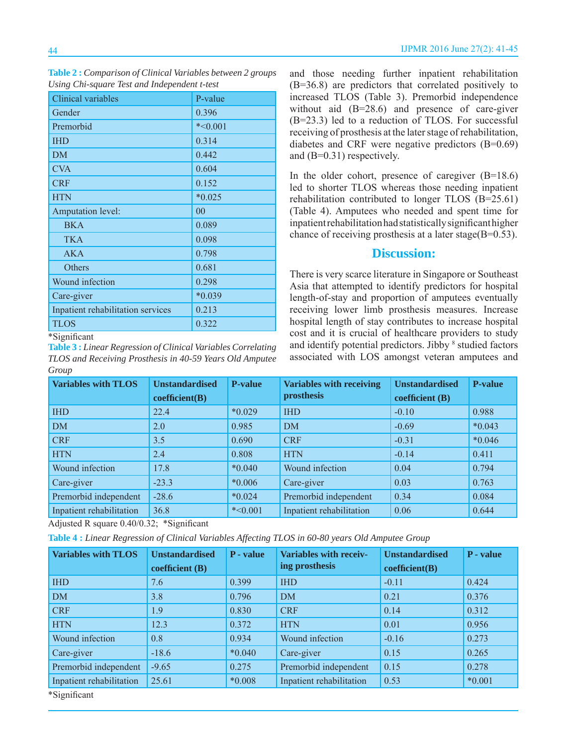**Table 2 :** *Comparison of Clinical Variables between 2 groups Using Chi-square Test and Independent t-test*

| Clinical variables | P-value |
|---|---|
| Gender | 0.396 |
| Premorbid | *<0.001 |
| IHD | 0.314 |
| DM | 0.442 |
| CVA | 0.604 |
| CRF | 0.152 |
| HTN | *0.025 |
| Amputation level: | 00 |
| BKA | 0.089 |
| TKA | 0.098 |
| AKA | 0.798 |
| Others | 0.681 |
| Wound infection | 0.298 |
| Care-giver | *0.039 |
| Inpatient rehabilitation services | 0.213 |
| TLOS | 0.322 |

*Significant

**Table 3 :** *Linear Regression of Clinical Variables Correlating TLOS and Receiving Prosthesis in 40-59 Years Old Amputee Group*

| Variables with TLOS | Unstandardised coefficient(B) | P-value | Variables with receiving prosthesis | Unstandardised coefficient (B) | P-value |
|---|---|---|---|---|---|
| IHD | 22.4 | *0.029 | IHD | -0.10 | 0.988 |
| DM | 2.0 | 0.985 | DM | -0.69 | *0.043 |
| CRF | 3.5 | 0.690 | CRF | -0.31 | *0.046 |
| HTN | 2.4 | 0.808 | HTN | -0.14 | 0.411 |
| Wound infection | 17.8 | *0.040 | Wound infection | 0.04 | 0.794 |
| Care-giver | -23.3 | *0.006 | Care-giver | 0.03 | 0.763 |
| Premorbid independent | -28.6 | *0.024 | Premorbid independent | 0.34 | 0.084 |
| Inpatient rehabilitation | 36.8 | *<0.001 | Inpatient rehabilitation | 0.06 | 0.644 |

Adjusted R square 0.40/0.32; *Significant

**Table 4 :** *Linear Regression of Clinical Variables Affecting TLOS in 60-80 years Old Amputee Group*

| Variables with TLOS | Unstandardised coefficient (B) | P - value | Variables with receiving prosthesis | Unstandardised coefficient(B) | P - value |
|---|---|---|---|---|---|
| IHD | 7.6 | 0.399 | IHD | -0.11 | 0.424 |
| DM | 3.8 | 0.796 | DM | 0.21 | 0.376 |
| CRF | 1.9 | 0.830 | CRF | 0.14 | 0.312 |
| HTN | 12.3 | 0.372 | HTN | 0.01 | 0.956 |
| Wound infection | 0.8 | 0.934 | Wound infection | -0.16 | 0.273 |
| Care-giver | -18.6 | *0.040 | Care-giver | 0.15 | 0.265 |
| Premorbid independent | -9.65 | 0.275 | Premorbid independent | 0.15 | 0.278 |
| Inpatient rehabilitation | 25.61 | *0.008 | Inpatient rehabilitation | 0.53 | *0.001 |

*Significant

and those needing further inpatient rehabilitation (B=36.8) are predictors that correlated positively to increased TLOS (Table 3). Premorbid independence without aid (B=28.6) and presence of care-giver (B=23.3) led to a reduction of TLOS. For successful receiving of prosthesis at the later stage of rehabilitation, diabetes and CRF were negative predictors (B=0.69) and (B=0.31) respectively.

In the older cohort, presence of caregiver (B=18.6) led to shorter TLOS whereas those needing inpatient rehabilitation contributed to longer TLOS (B=25.61) (Table 4). Amputees who needed and spent time for inpatient rehabilitation had statistically significant higher chance of receiving prosthesis at a later stage(B=0.53).

## Discussion:

There is very scarce literature in Singapore or Southeast Asia that attempted to identify predictors for hospital length-of-stay and proportion of amputees eventually receiving lower limb prosthesis measures. Increase hospital length of stay contributes to increase hospital cost and it is crucial of healthcare providers to study and identify potential predictors. Jibby [8] studied factors associated with LOS amongst veteran amputees and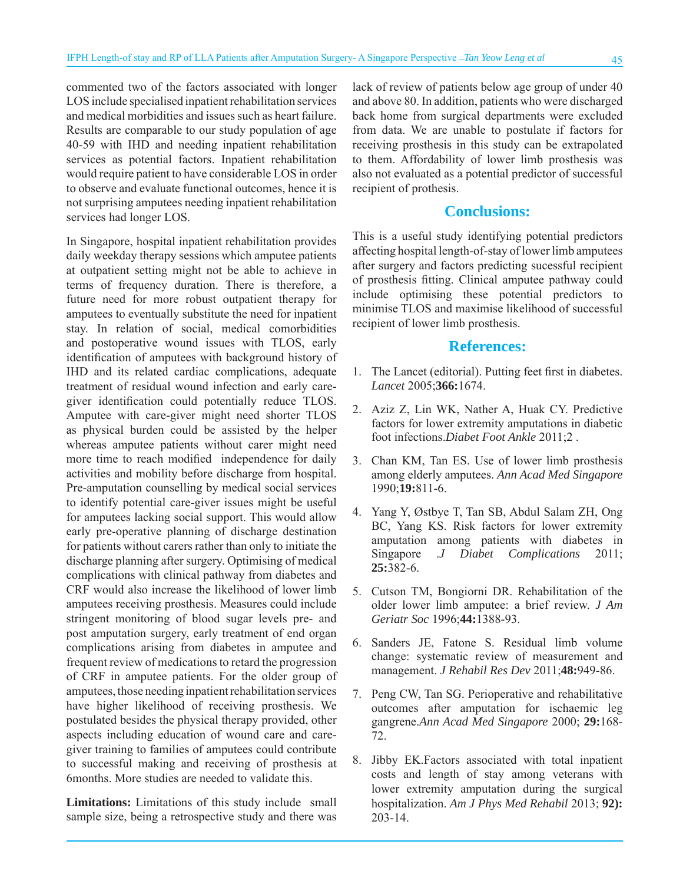commented two of the factors associated with longer LOS include specialised inpatient rehabilitation services and medical morbidities and issues such as heart failure. Results are comparable to our study population of age 40-59 with IHD and needing inpatient rehabilitation services as potential factors. Inpatient rehabilitation would require patient to have considerable LOS in order to observe and evaluate functional outcomes, hence it is not surprising amputees needing inpatient rehabilitation services had longer LOS.

In Singapore, hospital inpatient rehabilitation provides daily weekday therapy sessions which amputee patients at outpatient setting might not be able to achieve in terms of frequency duration. There is therefore, a future need for more robust outpatient therapy for amputees to eventually substitute the need for inpatient stay. In relation of social, medical comorbidities and postoperative wound issues with TLOS, early identification of amputees with background history of IHD and its related cardiac complications, adequate treatment of residual wound infection and early care-giver identification could potentially reduce TLOS. Amputee with care-giver might need shorter TLOS as physical burden could be assisted by the helper whereas amputee patients without carer might need more time to reach modified independence for daily activities and mobility before discharge from hospital. Pre-amputation counselling by medical social services to identify potential care-giver issues might be useful for amputees lacking social support. This would allow early pre-operative planning of discharge destination for patients without carers rather than only to initiate the discharge planning after surgery. Optimising of medical complications with clinical pathway from diabetes and CRF would also increase the likelihood of lower limb amputees receiving prosthesis. Measures could include stringent monitoring of blood sugar levels pre- and post amputation surgery, early treatment of end organ complications arising from diabetes in amputee and frequent review of medications to retard the progression of CRF in amputee patients. For the older group of amputees, those needing inpatient rehabilitation services have higher likelihood of receiving prosthesis. We postulated besides the physical therapy provided, other aspects including education of wound care and care-giver training to families of amputees could contribute to successful making and receiving of prosthesis at 6months. More studies are needed to validate this.

**Limitations:** Limitations of this study include small sample size, being a retrospective study and there was lack of review of patients below age group of under 40 and above 80. In addition, patients who were discharged back home from surgical departments were excluded from data. We are unable to postulate if factors for receiving prosthesis in this study can be extrapolated to them. Affordability of lower limb prosthesis was also not evaluated as a potential predictor of successful recipient of prothesis.

## Conclusions:

This is a useful study identifying potential predictors affecting hospital length-of-stay of lower limb amputees after surgery and factors predicting sucessful recipient of prosthesis fitting. Clinical amputee pathway could include optimising these potential predictors to minimise TLOS and maximise likelihood of successful recipient of lower limb prosthesis.

## References:

1. The Lancet (editorial). Putting feet first in diabetes. *Lancet* 2005;**366:**1674.
2. Aziz Z, Lin WK, Nather A, Huak CY. Predictive factors for lower extremity amputations in diabetic foot infections.*Diabet Foot Ankle* 2011;2 .
3. Chan KM, Tan ES. Use of lower limb prosthesis among elderly amputees. *Ann Acad Med Singapore* 1990;**19:**811-6.
4. Yang Y, Østbye T, Tan SB, Abdul Salam ZH, Ong BC, Yang KS. Risk factors for lower extremity amputation among patients with diabetes in Singapore .*J Diabet Complications* 2011; **25:**382-6.
5. Cutson TM, Bongiorni DR. Rehabilitation of the older lower limb amputee: a brief review. *J Am Geriatr Soc* 1996;**44:**1388-93.
6. Sanders JE, Fatone S. Residual limb volume change: systematic review of measurement and management. *J Rehabil Res Dev* 2011;**48:**949-86.
7. Peng CW, Tan SG. Perioperative and rehabilitative outcomes after amputation for ischaemic leg gangrene.*Ann Acad Med Singapore* 2000; **29:**168-72.
8. Jibby EK.Factors associated with total inpatient costs and length of stay among veterans with lower extremity amputation during the surgical hospitalization. *Am J Phys Med Rehabil* 2013; **92):** 203-14.